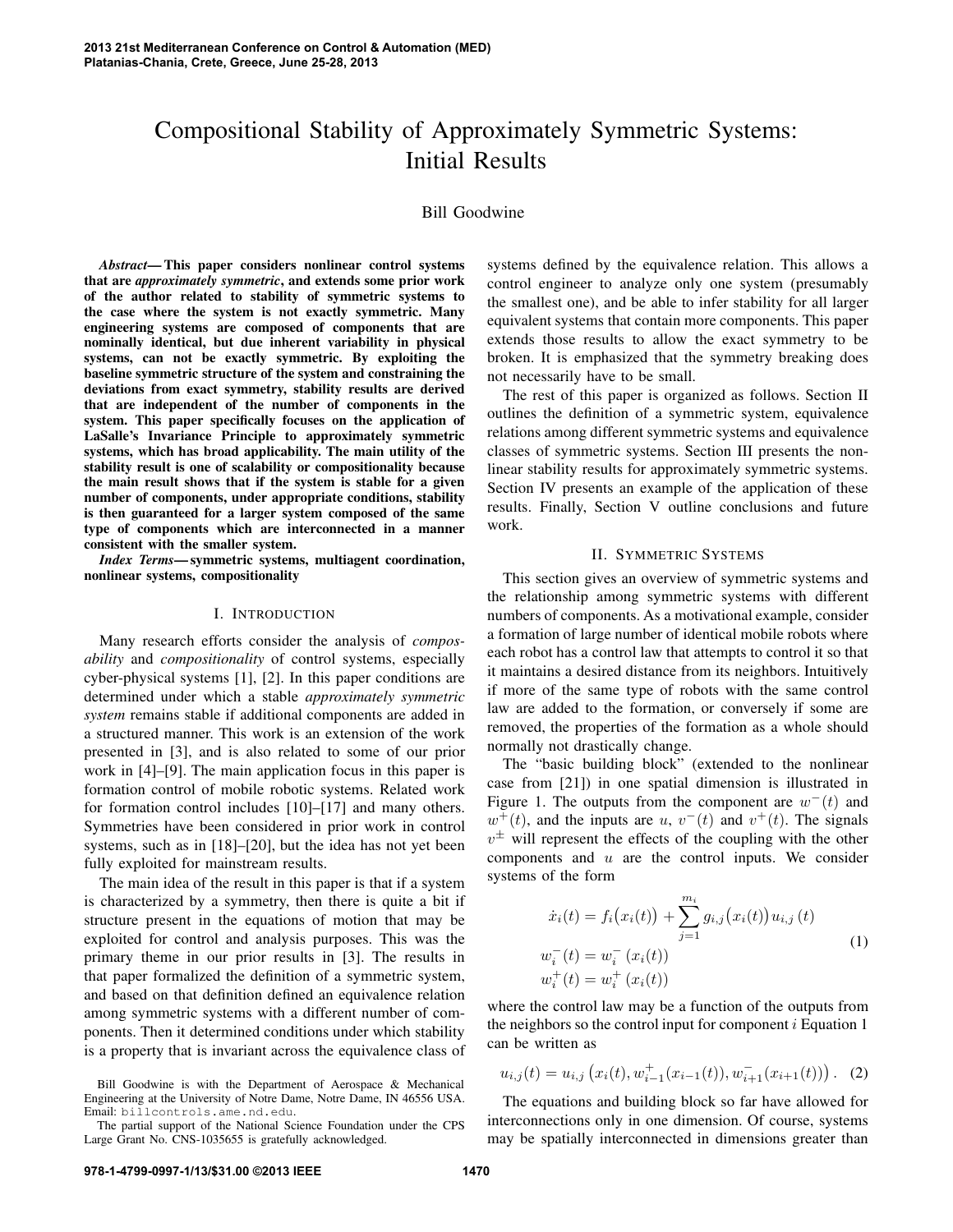# Compositional Stability of Approximately Symmetric Systems: Initial Results

Bill Goodwine

***Abstract*— This paper considers nonlinear control systems that are *approximately symmetric*, and extends some prior work of the author related to stability of symmetric systems to the case where the system is not exactly symmetric. Many engineering systems are composed of components that are nominally identical, but due inherent variability in physical systems, can not be exactly symmetric. By exploiting the baseline symmetric structure of the system and constraining the deviations from exact symmetry, stability results are derived that are independent of the number of components in the system. This paper specifically focuses on the application of LaSalle's Invariance Principle to approximately symmetric systems, which has broad applicability. The main utility of the stability result is one of scalability or compositionality because the main result shows that if the system is stable for a given number of components, under appropriate conditions, stability is then guaranteed for a larger system composed of the same type of components which are interconnected in a manner consistent with the smaller system.**

***Index Terms*— symmetric systems, multiagent coordination, nonlinear systems, compositionality**

## I. Introduction

Many research efforts consider the analysis of *composability* and *compositionality* of control systems, especially cyber-physical systems [1], [2]. In this paper conditions are determined under which a stable *approximately symmetric system* remains stable if additional components are added in a structured manner. This work is an extension of the work presented in [3], and is also related to some of our prior work in [4]–[9]. The main application focus in this paper is formation control of mobile robotic systems. Related work for formation control includes [10]–[17] and many others. Symmetries have been considered in prior work in control systems, such as in [18]–[20], but the idea has not yet been fully exploited for mainstream results.

The main idea of the result in this paper is that if a system is characterized by a symmetry, then there is quite a bit if structure present in the equations of motion that may be exploited for control and analysis purposes. This was the primary theme in our prior results in [3]. The results in that paper formalized the definition of a symmetric system, and based on that definition defined an equivalence relation among symmetric systems with a different number of components. Then it determined conditions under which stability is a property that is invariant across the equivalence class of systems defined by the equivalence relation. This allows a control engineer to analyze only one system (presumably the smallest one), and be able to infer stability for all larger equivalent systems that contain more components. This paper extends those results to allow the exact symmetry to be broken. It is emphasized that the symmetry breaking does not necessarily have to be small.

The rest of this paper is organized as follows. Section II outlines the definition of a symmetric system, equivalence relations among different symmetric systems and equivalence classes of symmetric systems. Section III presents the nonlinear stability results for approximately symmetric systems. Section IV presents an example of the application of these results. Finally, Section V outline conclusions and future work.

Bill Goodwine is with the Department of Aerospace & Mechanical Engineering at the University of Notre Dame, Notre Dame, IN 46556 USA. Email: billcontrols.ame.nd.edu.

The partial support of the National Science Foundation under the CPS Large Grant No. CNS-1035655 is gratefully acknowledged.

## II. Symmetric Systems

This section gives an overview of symmetric systems and the relationship among symmetric systems with different numbers of components. As a motivational example, consider a formation of large number of identical mobile robots where each robot has a control law that attempts to control it so that it maintains a desired distance from its neighbors. Intuitively if more of the same type of robots with the same control law are added to the formation, or conversely if some are removed, the properties of the formation as a whole should normally not drastically change.

The "basic building block" (extended to the nonlinear case from [21]) in one spatial dimension is illustrated in Figure 1. The outputs from the component are $w^-(t)$ and $w^+(t)$, and the inputs are $u$, $v^-(t)$ and $v^+(t)$. The signals $v^\pm$ will represent the effects of the coupling with the other components and $u$ are the control inputs. We consider systems of the form

$$
\begin{aligned}
\dot{x}_i(t) &= f_i\big(x_i(t)\big) + \sum_{j=1}^{m_i} g_{i,j}\big(x_i(t)\big) u_{i,j}(t) \\
w_i^-(t) &= w_i^-\,(x_i(t)) \\
w_i^+(t) &= w_i^+\,(x_i(t))
\end{aligned}
\tag{1}
$$

where the control law may be a function of the outputs from the neighbors so the control input for component $i$ Equation 1 can be written as

$$
u_{i,j}(t) = u_{i,j}\left(x_i(t), w_{i-1}^+(x_{i-1}(t)), w_{i+1}^-(x_{i+1}(t))\right). \tag{2}
$$

The equations and building block so far have allowed for interconnections only in one dimension. Of course, systems may be spatially interconnected in dimensions greater than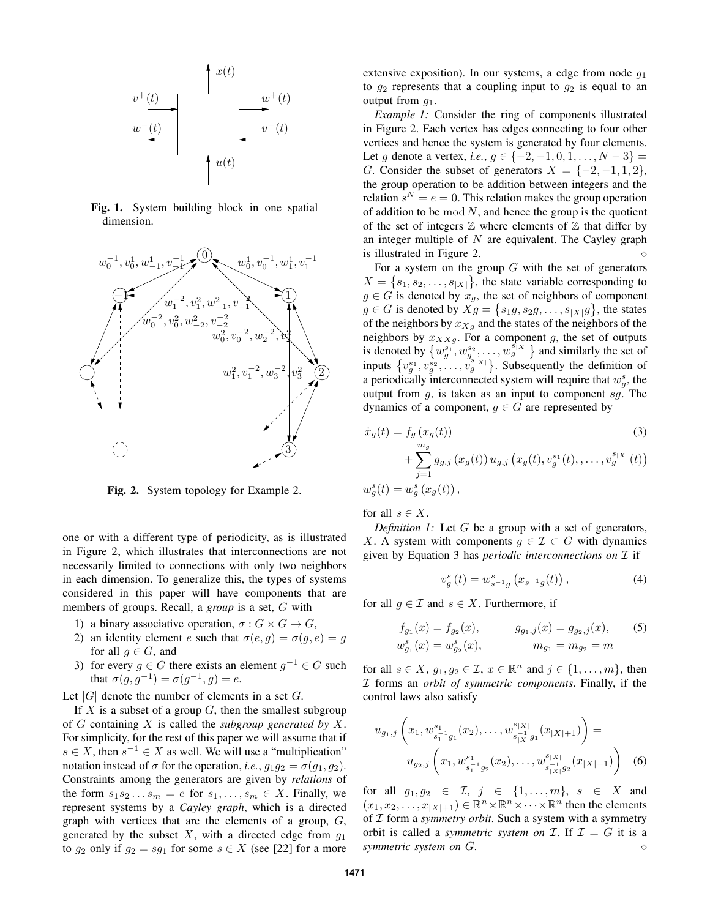Fig. 1. System building block in one spatial dimension.

Fig. 2. System topology for Example 2.

one or with a different type of periodicity, as is illustrated in Figure 2, which illustrates that interconnections are not necessarily limited to connections with only two neighbors in each dimension. To generalize this, the types of systems considered in this paper will have components that are members of groups. Recall, a *group* is a set, $G$ with

1) a binary associative operation, $\sigma : G \times G \to G$,
2) an identity element $e$ such that $\sigma(e, g) = \sigma(g, e) = g$ for all $g \in G$, and
3) for every $g \in G$ there exists an element $g^{-1} \in G$ such that $\sigma(g, g^{-1}) = \sigma(g^{-1}, g) = e$.

Let $|G|$ denote the number of elements in a set $G$.

If $X$ is a subset of a group $G$, then the smallest subgroup of $G$ containing $X$ is called the *subgroup generated by* $X$. For simplicity, for the rest of this paper we will assume that if $s \in X$, then $s^{-1} \in X$ as well. We will use a "multiplication" notation instead of $\sigma$ for the operation, *i.e.*, $g_1 g_2 = \sigma(g_1, g_2)$. Constraints among the generators are given by *relations* of the form $s_1 s_2 \ldots s_m = e$ for $s_1, \ldots, s_m \in X$. Finally, we represent systems by a *Cayley graph*, which is a directed graph with vertices that are the elements of a group, $G$, generated by the subset $X$, with a directed edge from $g_1$ to $g_2$ only if $g_2 = s g_1$ for some $s \in X$ (see [22] for a more extensive exposition). In our systems, a edge from node $g_1$ to $g_2$ represents that a coupling input to $g_2$ is equal to an output from $g_1$.

*Example 1:* Consider the ring of components illustrated in Figure 2. Each vertex has edges connecting to four other vertices and hence the system is generated by four elements. Let $g$ denote a vertex, *i.e.*, $g \in \{-2, -1, 0, 1, \ldots, N-3\} = G$. Consider the subset of generators $X = \{-2, -1, 1, 2\}$, the group operation to be addition between integers and the relation $s^N = e = 0$. This relation makes the group operation of addition to be $\bmod N$, and hence the group is the quotient of the set of integers $\mathbb{Z}$ where elements of $\mathbb{Z}$ that differ by an integer multiple of $N$ are equivalent. The Cayley graph is illustrated in Figure 2. $\diamond$

For a system on the group $G$ with the set of generators $X = \{s_1, s_2, \ldots, s_{|X|}\}$, the state variable corresponding to $g \in G$ is denoted by $x_g$, the set of neighbors of component $g \in G$ is denoted by $Xg = \{s_1 g, s_2 g, \ldots, s_{|X|} g\}$, the states of the neighbors by $x_{Xg}$ and the states of the neighbors of the neighbors by $x_{XXg}$. For a component $g$, the set of outputs is denoted by $\{w_g^{s_1}, w_g^{s_2}, \ldots, w_g^{s_{|X|}}\}$ and similarly the set of inputs $\{v_g^{s_1}, v_g^{s_2}, \ldots, v_g^{s_{|X|}}\}$. Subsequently the definition of a periodically interconnected system will require that $w_g^s$, the output from $g$, is taken as an input to component $sg$. The dynamics of a component, $g \in G$ are represented by

$$
\begin{aligned}
\dot{x}_g(t) &= f_g(x_g(t)) \\
&\quad + \sum_{j=1}^{m_g} g_{g,j}(x_g(t))\, u_{g,j}\left(x_g(t), v_g^{s_1}(t), \ldots, v_g^{s_{|X|}}(t)\right) \\
w_g^s(t) &= w_g^s(x_g(t)),
\end{aligned} \tag{3}
$$

for all $s \in X$.

*Definition 1:* Let $G$ be a group with a set of generators, $X$. A system with components $g \in \mathcal{I} \subset G$ with dynamics given by Equation 3 has *periodic interconnections on* $\mathcal{I}$ if

$$
v_g^s(t) = w_{s^{-1}g}^s\left(x_{s^{-1}g}(t)\right), \tag{4}
$$

for all $g \in \mathcal{I}$ and $s \in X$. Furthermore, if

$$
\begin{aligned}
f_{g_1}(x) &= f_{g_2}(x), & g_{g_1,j}(x) &= g_{g_2,j}(x), \\
w_{g_1}^s(x) &= w_{g_2}^s(x), & m_{g_1} &= m_{g_2} = m
\end{aligned} \tag{5}
$$

for all $s \in X$, $g_1, g_2 \in \mathcal{I}$, $x \in \mathbb{R}^n$ and $j \in \{1, \ldots, m\}$, then $\mathcal{I}$ forms an *orbit of symmetric components*. Finally, if the control laws also satisfy

$$
\begin{aligned}
u_{g_1,j}&\left(x_1, w_{s_1^{-1}g_1}^{s_1}(x_2), \ldots, w_{s_{|X|}^{-1}g_1}^{s_{|X|}}(x_{|X|+1})\right) = \\
&u_{g_2,j}\left(x_1, w_{s_1^{-1}g_2}^{s_1}(x_2), \ldots, w_{s_{|X|}^{-1}g_2}^{s_{|X|}}(x_{|X|+1})\right)
\end{aligned} \tag{6}
$$

for all $g_1, g_2 \in \mathcal{I}$, $j \in \{1, \ldots, m\}$, $s \in X$ and $(x_1, x_2, \ldots, x_{|X|+1}) \in \mathbb{R}^n \times \mathbb{R}^n \times \cdots \times \mathbb{R}^n$ then the elements of $\mathcal{I}$ form a *symmetry orbit*. Such a system with a symmetry orbit is called a *symmetric system on* $\mathcal{I}$. If $\mathcal{I} = G$ it is a *symmetric system on* $G$. $\diamond$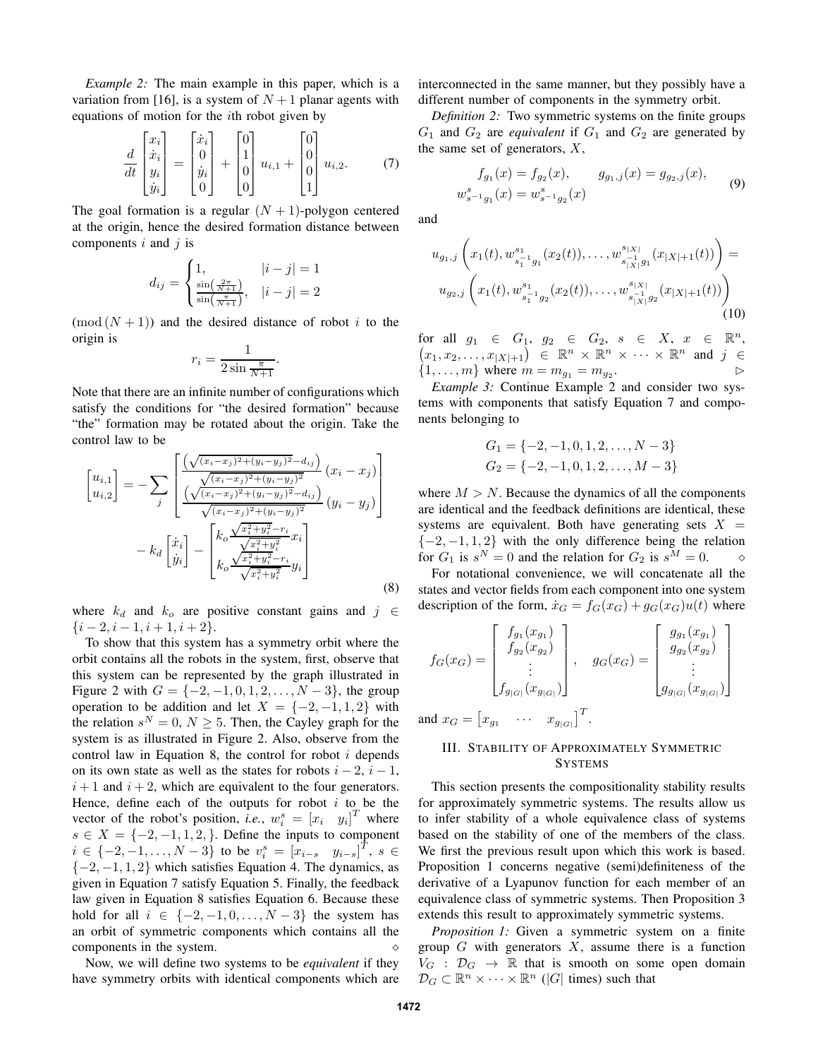*Example 2:* The main example in this paper, which is a variation from [16], is a system of $N+1$ planar agents with equations of motion for the $i$th robot given by

$$\frac{d}{dt}\begin{bmatrix} x_i \\ \dot{x}_i \\ y_i \\ \dot{y}_i \end{bmatrix} = \begin{bmatrix} \dot{x}_i \\ 0 \\ \dot{y}_i \\ 0 \end{bmatrix} + \begin{bmatrix} 0 \\ 1 \\ 0 \\ 0 \end{bmatrix} u_{i,1} + \begin{bmatrix} 0 \\ 0 \\ 0 \\ 1 \end{bmatrix} u_{i,2}. \tag{7}$$

The goal formation is a regular $(N+1)$-polygon centered at the origin, hence the desired formation distance between components $i$ and $j$ is

$$d_{ij} = \begin{cases} 1, & |i-j| = 1 \\ \frac{\sin\left(\frac{2\pi}{N+1}\right)}{\sin\left(\frac{\pi}{N+1}\right)}, & |i-j| = 2 \end{cases}$$

$(\bmod\,(N+1))$ and the desired distance of robot $i$ to the origin is

$$r_i = \frac{1}{2\sin\frac{\pi}{N+1}}.$$

Note that there are an infinite number of configurations which satisfy the conditions for "the desired formation" because "the" formation may be rotated about the origin. Take the control law to be

$$\begin{bmatrix} u_{i,1} \\ u_{i,2} \end{bmatrix} = -\sum_j \begin{bmatrix} \frac{\left(\sqrt{(x_i-x_j)^2+(y_i-y_j)^2}-d_{ij}\right)}{\sqrt{(x_i-x_j)^2+(y_i-y_j)^2}}(x_i-x_j) \\ \frac{\left(\sqrt{(x_i-x_j)^2+(y_i-y_j)^2}-d_{ij}\right)}{\sqrt{(x_i-x_j)^2+(y_i-y_j)^2}}(y_i-y_j) \end{bmatrix} - k_d\begin{bmatrix} \dot{x}_i \\ \dot{y}_i \end{bmatrix} - \begin{bmatrix} k_o\frac{\sqrt{x_i^2+y_i^2}-r_i}{\sqrt{x_i^2+y_i^2}}x_i \\ k_o\frac{\sqrt{x_i^2+y_i^2}-r_i}{\sqrt{x_i^2+y_i^2}}y_i \end{bmatrix} \tag{8}$$

where $k_d$ and $k_o$ are positive constant gains and $j \in \{i-2, i-1, i+1, i+2\}$.

To show that this system has a symmetry orbit where the orbit contains all the robots in the system, first, observe that this system can be represented by the graph illustrated in Figure 2 with $G = \{-2,-1,0,1,2,\ldots,N-3\}$, the group operation to be addition and let $X = \{-2,-1,1,2\}$ with the relation $s^N = 0$, $N \geq 5$. Then, the Cayley graph for the system is as illustrated in Figure 2. Also, observe from the control law in Equation 8, the control for robot $i$ depends on its own state as well as the states for robots $i-2$, $i-1$, $i+1$ and $i+2$, which are equivalent to the four generators. Hence, define each of the outputs for robot $i$ to be the vector of the robot's position, *i.e.*, $w_i^s = [x_i \quad y_i]^T$ where $s \in X = \{-2,-1,1,2,\}$. Define the inputs to component $i \in \{-2,-1,\ldots,N-3\}$ to be $v_i^s = [x_{i-s} \quad y_{i-s}]^T$, $s \in \{-2,-1,1,2\}$ which satisfies Equation 4. The dynamics, as given in Equation 7 satisfy Equation 5. Finally, the feedback law given in Equation 8 satisfies Equation 6. Because these hold for all $i \in \{-2,-1,0,\ldots,N-3\}$ the system has an orbit of symmetric components which contains all the components in the system. ◇

Now, we will define two systems to be *equivalent* if they have symmetry orbits with identical components which are interconnected in the same manner, but they possibly have a different number of components in the symmetry orbit.

*Definition 2:* Two symmetric systems on the finite groups $G_1$ and $G_2$ are *equivalent* if $G_1$ and $G_2$ are generated by the same set of generators, $X$,

$$\begin{aligned} f_{g_1}(x) = f_{g_2}(x), \qquad g_{g_1,j}(x) = g_{g_2,j}(x), \\ w^s_{s^{-1}g_1}(x) = w^s_{s^{-1}g_2}(x) \end{aligned} \tag{9}$$

and

$$\begin{aligned} u_{g_1,j}\left(x_1(t), w^{s_1}_{s_1^{-1}g_1}(x_2(t)), \ldots, w^{s_{|X|}}_{s_{|X|}^{-1}g_1}(x_{|X|+1}(t))\right) = \\ u_{g_2,j}\left(x_1(t), w^{s_1}_{s_1^{-1}g_2}(x_2(t)), \ldots, w^{s_{|X|}}_{s_{|X|}^{-1}g_2}(x_{|X|+1}(t))\right) \end{aligned} \tag{10}$$

for all $g_1 \in G_1$, $g_2 \in G_2$, $s \in X$, $x \in \mathbb{R}^n$, $(x_1, x_2, \ldots, x_{|X|+1}) \in \mathbb{R}^n \times \mathbb{R}^n \times \cdots \times \mathbb{R}^n$ and $j \in \{1,\ldots,m\}$ where $m = m_{g_1} = m_{g_2}$. ▷

*Example 3:* Continue Example 2 and consider two systems with components that satisfy Equation 7 and components belonging to

$$\begin{aligned} G_1 &= \{-2,-1,0,1,2,\ldots,N-3\} \\ G_2 &= \{-2,-1,0,1,2,\ldots,M-3\} \end{aligned}$$

where $M > N$. Because the dynamics of all the components are identical and the feedback definitions are identical, these systems are equivalent. Both have generating sets $X = \{-2,-1,1,2\}$ with the only difference being the relation for $G_1$ is $s^N = 0$ and the relation for $G_2$ is $s^M = 0$. ◇

For notational convenience, we will concatenate all the states and vector fields from each component into one system description of the form, $\dot{x}_G = f_G(x_G) + g_G(x_G)u(t)$ where

$$f_G(x_G) = \begin{bmatrix} f_{g_1}(x_{g_1}) \\ f_{g_2}(x_{g_2}) \\ \vdots \\ f_{g_{|G|}}(x_{g_{|G|}}) \end{bmatrix}, \quad g_G(x_G) = \begin{bmatrix} g_{g_1}(x_{g_1}) \\ g_{g_2}(x_{g_2}) \\ \vdots \\ g_{g_{|G|}}(x_{g_{|G|}}) \end{bmatrix}$$

and $x_G = \begin{bmatrix} x_{g_1} & \cdots & x_{g_{|G|}} \end{bmatrix}^T$.

## III. Stability of Approximately Symmetric Systems

This section presents the compositionality stability results for approximately symmetric systems. The results allow us to infer stability of a whole equivalence class of systems based on the stability of one of the members of the class. We first the previous result upon which this work is based. Proposition 1 concerns negative (semi)definiteness of the derivative of a Lyapunov function for each member of an equivalence class of symmetric systems. Then Proposition 3 extends this result to approximately symmetric systems.

*Proposition 1:* Given a symmetric system on a finite group $G$ with generators $X$, assume there is a function $V_G : \mathcal{D}_G \to \mathbb{R}$ that is smooth on some open domain $\mathcal{D}_G \subset \mathbb{R}^n \times \cdots \times \mathbb{R}^n$ ($|G|$ times) such that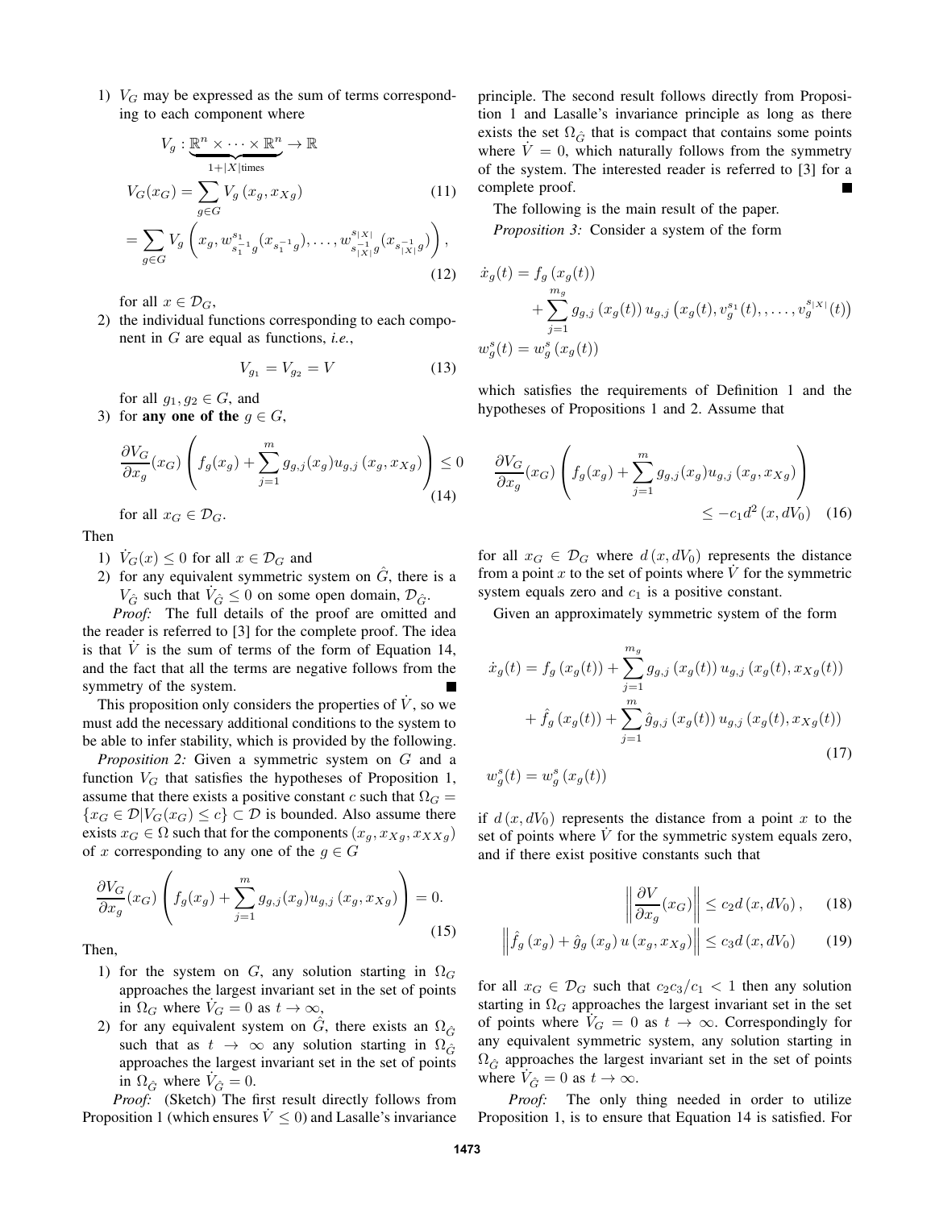1) $V_G$ may be expressed as the sum of terms corresponding to each component where

$$V_g : \underbrace{\mathbb{R}^n \times \cdots \times \mathbb{R}^n}_{1+|X| \text{times}} \to \mathbb{R}$$

$$V_G(x_G) = \sum_{g \in G} V_g\left(x_g, x_{Xg}\right) \tag{11}$$

$$= \sum_{g \in G} V_g\left(x_g, w^{s_1}_{s_1^{-1}g}(x_{s_1^{-1}g}), \ldots, w^{s_{|X|}}_{s_{|X|}^{-1}g}(x_{s_{|X|}^{-1}g})\right), \tag{12}$$

for all $x \in \mathcal{D}_G$,

2) the individual functions corresponding to each component in $G$ are equal as functions, *i.e.*,

$$V_{g_1} = V_{g_2} = V \tag{13}$$

for all $g_1, g_2 \in G$, and

3) for **any one of the** $g \in G$,

$$\frac{\partial V_G}{\partial x_g}(x_G)\left(f_g(x_g) + \sum_{j=1}^{m} g_{g,j}(x_g) u_{g,j}\left(x_g, x_{Xg}\right)\right) \leq 0 \tag{14}$$

for all $x_G \in \mathcal{D}_G$.

Then

1) $\dot{V}_G(x) \leq 0$ for all $x \in \mathcal{D}_G$ and
2) for any equivalent symmetric system on $\hat{G}$, there is a $V_{\hat{G}}$ such that $\dot{V}_{\hat{G}} \leq 0$ on some open domain, $\mathcal{D}_{\hat{G}}$.

*Proof:* The full details of the proof are omitted and the reader is referred to [3] for the complete proof. The idea is that $\dot{V}$ is the sum of terms of the form of Equation 14, and the fact that all the terms are negative follows from the symmetry of the system. ∎

This proposition only considers the properties of $\dot{V}$, so we must add the necessary additional conditions to the system to be able to infer stability, which is provided by the following.

*Proposition 2:* Given a symmetric system on $G$ and a function $V_G$ that satisfies the hypotheses of Proposition 1, assume that there exists a positive constant $c$ such that $\Omega_G = \{x_G \in \mathcal{D} | V_G(x_G) \leq c\} \subset \mathcal{D}$ is bounded. Also assume there exists $x_G \in \Omega$ such that for the components $(x_g, x_{Xg}, x_{XXg})$ of $x$ corresponding to any one of the $g \in G$

$$\frac{\partial V_G}{\partial x_g}(x_G)\left(f_g(x_g) + \sum_{j=1}^{m} g_{g,j}(x_g) u_{g,j}\left(x_g, x_{Xg}\right)\right) = 0. \tag{15}$$

Then,

1) for the system on $G$, any solution starting in $\Omega_G$ approaches the largest invariant set in the set of points in $\Omega_G$ where $\dot{V}_G = 0$ as $t \to \infty$,
2) for any equivalent system on $\hat{G}$, there exists an $\Omega_{\hat{G}}$ such that as $t \to \infty$ any solution starting in $\Omega_{\hat{G}}$ approaches the largest invariant set in the set of points in $\Omega_{\hat{G}}$ where $\dot{V}_{\hat{G}} = 0$.

*Proof:* (Sketch) The first result directly follows from Proposition 1 (which ensures $\dot{V} \leq 0$) and Lasalle's invariance principle. The second result follows directly from Proposition 1 and Lasalle's invariance principle as long as there exists the set $\Omega_{\hat{G}}$ that is compact that contains some points where $\dot{V} = 0$, which naturally follows from the symmetry of the system. The interested reader is referred to [3] for a complete proof. ∎

The following is the main result of the paper.

*Proposition 3:* Consider a system of the form

$$\dot{x}_g(t) = f_g\left(x_g(t)\right) + \sum_{j=1}^{m_g} g_{g,j}\left(x_g(t)\right) u_{g,j}\left(x_g(t), v_g^{s_1}(t), , \ldots, v_g^{s_{|X|}}(t)\right)$$
$$w_g^s(t) = w_g^s\left(x_g(t)\right)$$

which satisfies the requirements of Definition 1 and the hypotheses of Propositions 1 and 2. Assume that

$$\frac{\partial V_G}{\partial x_g}(x_G)\left(f_g(x_g) + \sum_{j=1}^{m} g_{g,j}(x_g) u_{g,j}\left(x_g, x_{Xg}\right)\right) \leq -c_1 d^2\left(x, dV_0\right) \tag{16}$$

for all $x_G \in \mathcal{D}_G$ where $d\left(x, dV_0\right)$ represents the distance from a point $x$ to the set of points where $\dot{V}$ for the symmetric system equals zero and $c_1$ is a positive constant.

Given an approximately symmetric system of the form

$$\dot{x}_g(t) = f_g\left(x_g(t)\right) + \sum_{j=1}^{m_g} g_{g,j}\left(x_g(t)\right) u_{g,j}\left(x_g(t), x_{Xg}(t)\right) + \hat{f}_g\left(x_g(t)\right) + \sum_{j=1}^{m} \hat{g}_{g,j}\left(x_g(t)\right) u_{g,j}\left(x_g(t), x_{Xg}(t)\right) \tag{17}$$
$$w_g^s(t) = w_g^s\left(x_g(t)\right)$$

if $d\left(x, dV_0\right)$ represents the distance from a point $x$ to the set of points where $\dot{V}$ for the symmetric system equals zero, and if there exist positive constants such that

$$\left\| \frac{\partial V}{\partial x_g}(x_G) \right\| \leq c_2 d\left(x, dV_0\right), \tag{18}$$

$$\left\| \hat{f}_g\left(x_g\right) + \hat{g}_g\left(x_g\right) u\left(x_g, x_{Xg}\right) \right\| \leq c_3 d\left(x, dV_0\right) \tag{19}$$

for all $x_G \in \mathcal{D}_G$ such that $c_2 c_3 / c_1 < 1$ then any solution starting in $\Omega_G$ approaches the largest invariant set in the set of points where $\dot{V}_G = 0$ as $t \to \infty$. Correspondingly for any equivalent symmetric system, any solution starting in $\Omega_{\hat{G}}$ approaches the largest invariant set in the set of points where $\dot{V}_{\hat{G}} = 0$ as $t \to \infty$.

*Proof:* The only thing needed in order to utilize Proposition 1, is to ensure that Equation 14 is satisfied. For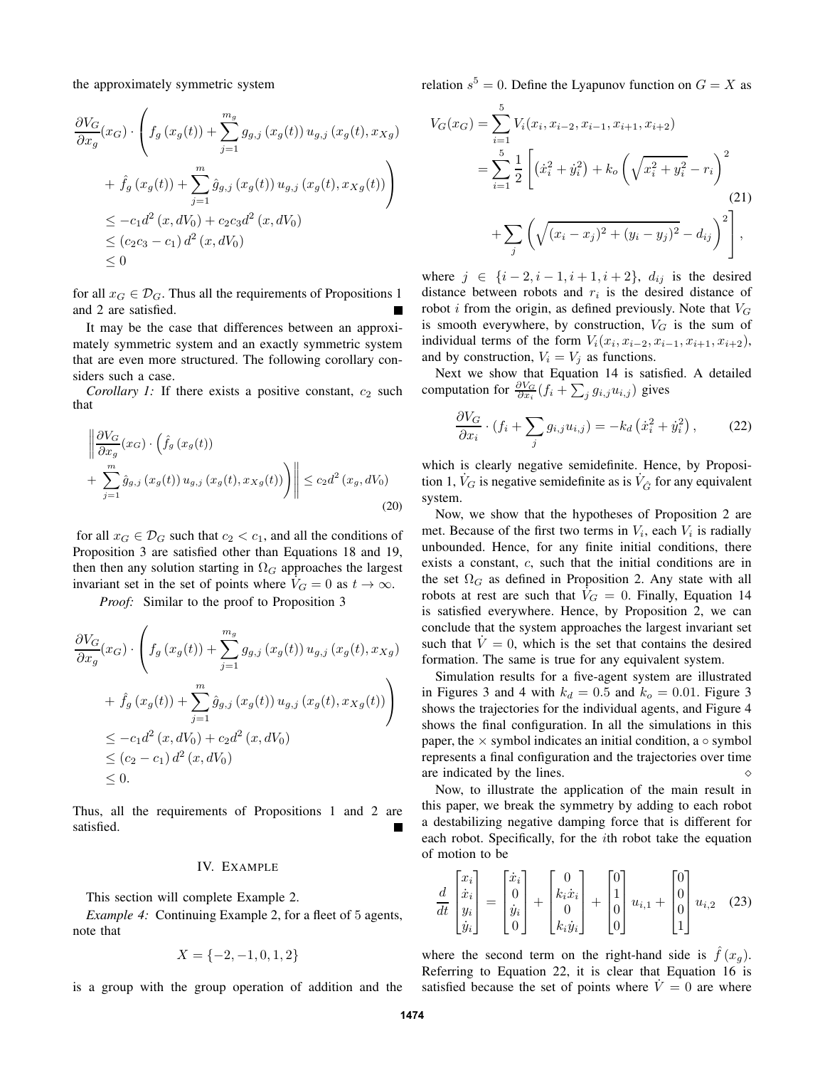the approximately symmetric system

$$
\begin{aligned}
&\frac{\partial V_G}{\partial x_g}(x_G) \cdot \Bigg( f_g\left(x_g(t)\right) + \sum_{j=1}^{m_g} g_{g,j}\left(x_g(t)\right) u_{g,j}\left(x_g(t), x_{Xg}\right) \\
&\quad + \hat{f}_g\left(x_g(t)\right) + \sum_{j=1}^{m} \hat{g}_{g,j}\left(x_g(t)\right) u_{g,j}\left(x_g(t), x_{Xg}(t)\right) \Bigg) \\
&\leq -c_1 d^2\left(x, dV_0\right) + c_2 c_3 d^2\left(x, dV_0\right) \\
&\leq \left(c_2 c_3 - c_1\right) d^2\left(x, dV_0\right) \\
&\leq 0
\end{aligned}
$$

for all $x_G \in \mathcal{D}_G$. Thus all the requirements of Propositions 1 and 2 are satisfied. ∎

It may be the case that differences between an approximately symmetric system and an exactly symmetric system that are even more structured. The following corollary considers such a case.

*Corollary 1:* If there exists a positive constant, $c_2$ such that

$$
\begin{aligned}
&\Bigg\| \frac{\partial V_G}{\partial x_g}(x_G) \cdot \Big( \hat{f}_g\left(x_g(t)\right) \\
&+ \sum_{j=1}^{m} \hat{g}_{g,j}\left(x_g(t)\right) u_{g,j}\left(x_g(t), x_{Xg}(t)\right) \Big) \Bigg\| \leq c_2 d^2\left(x_g, dV_0\right)
\end{aligned} \tag{20}
$$

for all $x_G \in \mathcal{D}_G$ such that $c_2 < c_1$, and all the conditions of Proposition 3 are satisfied other than Equations 18 and 19, then then any solution starting in $\Omega_G$ approaches the largest invariant set in the set of points where $\dot{V}_G = 0$ as $t \to \infty$.

*Proof:* Similar to the proof to Proposition 3

$$
\begin{aligned}
&\frac{\partial V_G}{\partial x_g}(x_G) \cdot \Bigg( f_g\left(x_g(t)\right) + \sum_{j=1}^{m_g} g_{g,j}\left(x_g(t)\right) u_{g,j}\left(x_g(t), x_{Xg}\right) \\
&\quad + \hat{f}_g\left(x_g(t)\right) + \sum_{j=1}^{m} \hat{g}_{g,j}\left(x_g(t)\right) u_{g,j}\left(x_g(t), x_{Xg}(t)\right) \Bigg) \\
&\leq -c_1 d^2\left(x, dV_0\right) + c_2 d^2\left(x, dV_0\right) \\
&\leq \left(c_2 - c_1\right) d^2\left(x, dV_0\right) \\
&\leq 0.
\end{aligned}
$$

Thus, all the requirements of Propositions 1 and 2 are satisfied. ∎

## IV. Example

This section will complete Example 2.

*Example 4:* Continuing Example 2, for a fleet of 5 agents, note that

$$
X = \{-2, -1, 0, 1, 2\}
$$

is a group with the group operation of addition and the relation $s^5 = 0$. Define the Lyapunov function on $G = X$ as

$$
\begin{aligned}
V_G(x_G) &= \sum_{i=1}^{5} V_i(x_i, x_{i-2}, x_{i-1}, x_{i+1}, x_{i+2}) \\
&= \sum_{i=1}^{5} \frac{1}{2} \Bigg[ \left(\dot{x}_i^2 + \dot{y}_i^2\right) + k_o \left( \sqrt{x_i^2 + y_i^2} - r_i \right)^2 \\
&\quad + \sum_j \left( \sqrt{(x_i - x_j)^2 + (y_i - y_j)^2} - d_{ij} \right)^2 \Bigg],
\end{aligned} \tag{21}
$$

where $j \in \{i-2, i-1, i+1, i+2\}$, $d_{ij}$ is the desired distance between robots and $r_i$ is the desired distance of robot $i$ from the origin, as defined previously. Note that $V_G$ is smooth everywhere, by construction, $V_G$ is the sum of individual terms of the form $V_i(x_i, x_{i-2}, x_{i-1}, x_{i+1}, x_{i+2})$, and by construction, $V_i = V_j$ as functions.

Next we show that Equation 14 is satisfied. A detailed computation for $\frac{\partial V_G}{\partial x_i}(f_i + \sum_j g_{i,j} u_{i,j})$ gives

$$
\frac{\partial V_G}{\partial x_i} \cdot (f_i + \sum_j g_{i,j} u_{i,j}) = -k_d\left(\dot{x}_i^2 + \dot{y}_i^2\right), \tag{22}
$$

which is clearly negative semidefinite. Hence, by Proposition 1, $\dot{V}_G$ is negative semidefinite as is $\dot{V}_{\hat{G}}$ for any equivalent system.

Now, we show that the hypotheses of Proposition 2 are met. Because of the first two terms in $V_i$, each $V_i$ is radially unbounded. Hence, for any finite initial conditions, there exists a constant, $c$, such that the initial conditions are in the set $\Omega_G$ as defined in Proposition 2. Any state with all robots at rest are such that $\dot{V}_G = 0$. Finally, Equation 14 is satisfied everywhere. Hence, by Proposition 2, we can conclude that the system approaches the largest invariant set such that $\dot{V} = 0$, which is the set that contains the desired formation. The same is true for any equivalent system.

Simulation results for a five-agent system are illustrated in Figures 3 and 4 with $k_d = 0.5$ and $k_o = 0.01$. Figure 3 shows the trajectories for the individual agents, and Figure 4 shows the final configuration. In all the simulations in this paper, the × symbol indicates an initial condition, a ◦ symbol represents a final configuration and the trajectories over time are indicated by the lines. ⋄

Now, to illustrate the application of the main result in this paper, we break the symmetry by adding to each robot a destabilizing negative damping force that is different for each robot. Specifically, for the $i$th robot take the equation of motion to be

$$
\frac{d}{dt}\begin{bmatrix} x_i \\ \dot{x}_i \\ y_i \\ \dot{y}_i \end{bmatrix} = \begin{bmatrix} \dot{x}_i \\ 0 \\ \dot{y}_i \\ 0 \end{bmatrix} + \begin{bmatrix} 0 \\ k_i \dot{x}_i \\ 0 \\ k_i \dot{y}_i \end{bmatrix} + \begin{bmatrix} 0 \\ 1 \\ 0 \\ 0 \end{bmatrix} u_{i,1} + \begin{bmatrix} 0 \\ 0 \\ 0 \\ 1 \end{bmatrix} u_{i,2} \tag{23}
$$

where the second term on the right-hand side is $\hat{f}\left(x_g\right)$. Referring to Equation 22, it is clear that Equation 16 is satisfied because the set of points where $\dot{V} = 0$ are where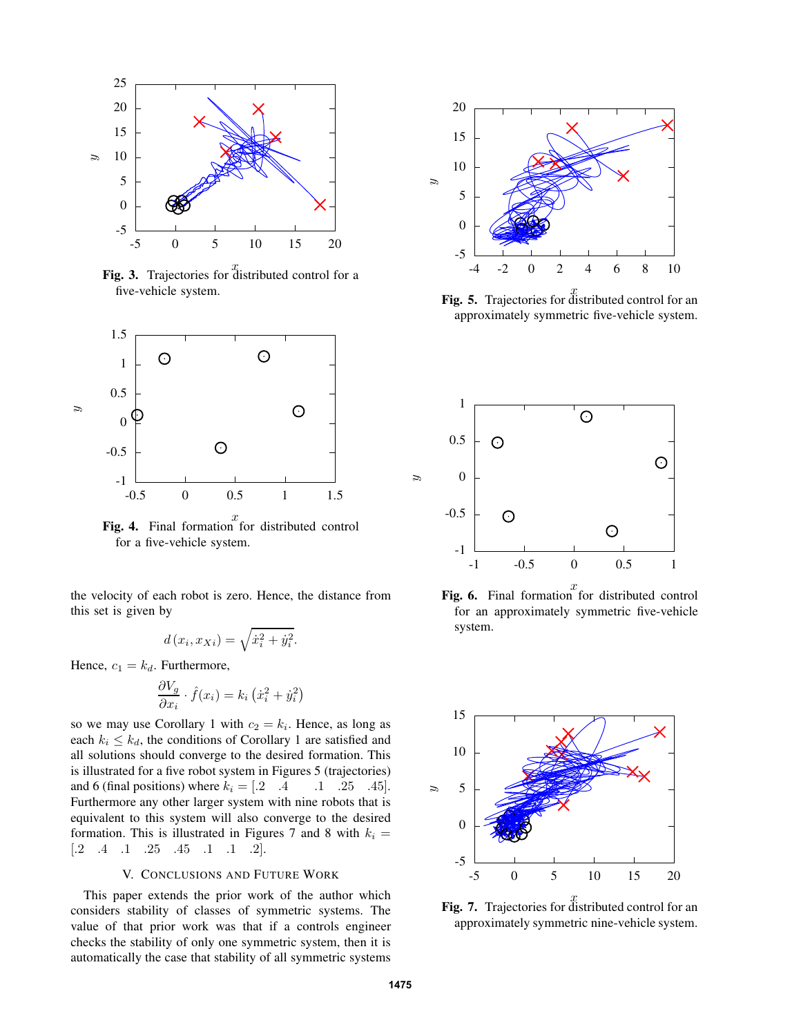Fig. 3. Trajectories for distributed control for a five-vehicle system.

Fig. 4. Final formation for distributed control for a five-vehicle system.

the velocity of each robot is zero. Hence, the distance from this set is given by

$$d\left(x_i, x_{Xi}\right) = \sqrt{\dot{x}_i^2 + \dot{y}_i^2}.$$

Hence, $c_1 = k_d$. Furthermore,

$$\frac{\partial V_g}{\partial x_i} \cdot \hat{f}(x_i) = k_i \left(\dot{x}_i^2 + \dot{y}_i^2\right)$$

so we may use Corollary 1 with $c_2 = k_i$. Hence, as long as each $k_i \leq k_d$, the conditions of Corollary 1 are satisfied and all solutions should converge to the desired formation. This is illustrated for a five robot system in Figures 5 (trajectories) and 6 (final positions) where $k_i = [.2 \quad .4 \quad .1 \quad .25 \quad .45]$. Furthermore any other larger system with nine robots that is equivalent to this system will also converge to the desired formation. This is illustrated in Figures 7 and 8 with $k_i = [.2 \quad .4 \quad .1 \quad .25 \quad .45 \quad .1 \quad .1 \quad .2]$.

## V. Conclusions and Future Work

This paper extends the prior work of the author which considers stability of classes of symmetric systems. The value of that prior work was that if a controls engineer checks the stability of only one symmetric system, then it is automatically the case that stability of all symmetric systems

Fig. 5. Trajectories for distributed control for an approximately symmetric five-vehicle system.

Fig. 6. Final formation for distributed control for an approximately symmetric five-vehicle system.

Fig. 7. Trajectories for distributed control for an approximately symmetric nine-vehicle system.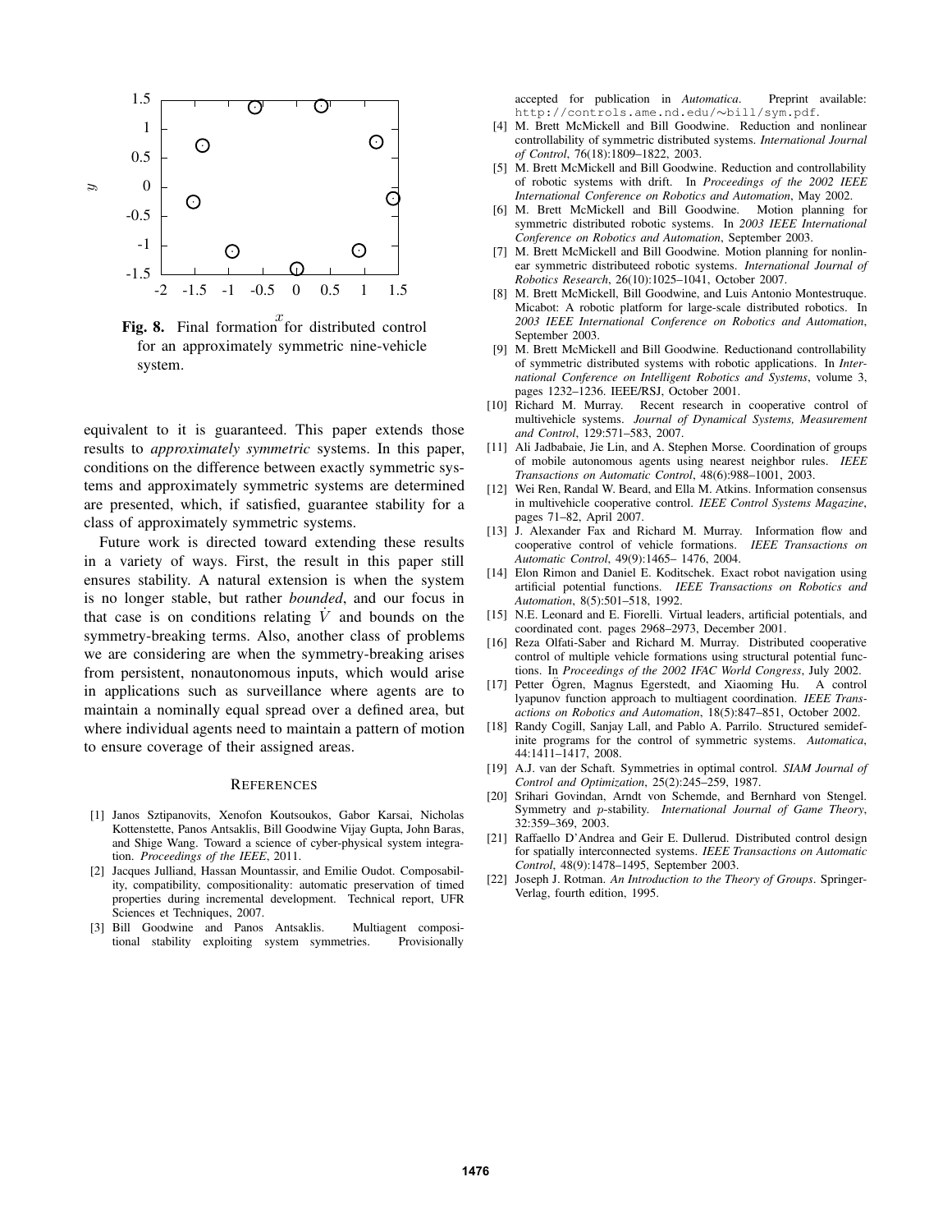1.5
1
0.5
$y$ 0
-0.5
-1
-1.5
-2 -1.5 -1 -0.5 0 0.5 1 1.5
$x$

**Fig. 8.** Final formation for distributed control for an approximately symmetric nine-vehicle system.

equivalent to it is guaranteed. This paper extends those results to *approximately symmetric* systems. In this paper, conditions on the difference between exactly symmetric systems and approximately symmetric systems are determined are presented, which, if satisfied, guarantee stability for a class of approximately symmetric systems.

Future work is directed toward extending these results in a variety of ways. First, the result in this paper still ensures stability. A natural extension is when the system is no longer stable, but rather *bounded*, and our focus in that case is on conditions relating $\dot{V}$ and bounds on the symmetry-breaking terms. Also, another class of problems we are considering are when the symmetry-breaking arises from persistent, nonautonomous inputs, which would arise in applications such as surveillance where agents are to maintain a nominally equal spread over a defined area, but where individual agents need to maintain a pattern of motion to ensure coverage of their assigned areas.

## References

[1] Janos Sztipanovits, Xenofon Koutsoukos, Gabor Karsai, Nicholas Kottenstette, Panos Antsaklis, Bill Goodwine Vijay Gupta, John Baras, and Shige Wang. Toward a science of cyber-physical system integration. *Proceedings of the IEEE*, 2011.

[2] Jacques Julliand, Hassan Mountassir, and Emilie Oudot. Composability, compatibility, compositionality: automatic preservation of timed properties during incremental development. Technical report, UFR Sciences et Techniques, 2007.

[3] Bill Goodwine and Panos Antsaklis. Multiagent compositional stability exploiting system symmetries. Provisionally accepted for publication in *Automatica*. Preprint available: http://controls.ame.nd.edu/∼bill/sym.pdf.

[4] M. Brett McMickell and Bill Goodwine. Reduction and nonlinear controllability of symmetric distributed systems. *International Journal of Control*, 76(18):1809–1822, 2003.

[5] M. Brett McMickell and Bill Goodwine. Reduction and controllability of robotic systems with drift. In *Proceedings of the 2002 IEEE International Conference on Robotics and Automation*, May 2002.

[6] M. Brett McMickell and Bill Goodwine. Motion planning for symmetric distributed robotic systems. In *2003 IEEE International Conference on Robotics and Automation*, September 2003.

[7] M. Brett McMickell and Bill Goodwine. Motion planning for nonlinear symmetric distributeed robotic systems. *International Journal of Robotics Research*, 26(10):1025–1041, October 2007.

[8] M. Brett McMickell, Bill Goodwine, and Luis Antonio Montestruque. Micabot: A robotic platform for large-scale distributed robotics. In *2003 IEEE International Conference on Robotics and Automation*, September 2003.

[9] M. Brett McMickell and Bill Goodwine. Reductionand controllability of symmetric distributed systems with robotic applications. In *International Conference on Intelligent Robotics and Systems*, volume 3, pages 1232–1236. IEEE/RSJ, October 2001.

[10] Richard M. Murray. Recent research in cooperative control of multivehicle systems. *Journal of Dynamical Systems, Measurement and Control*, 129:571–583, 2007.

[11] Ali Jadbabaie, Jie Lin, and A. Stephen Morse. Coordination of groups of mobile autonomous agents using nearest neighbor rules. *IEEE Transactions on Automatic Control*, 48(6):988–1001, 2003.

[12] Wei Ren, Randal W. Beard, and Ella M. Atkins. Information consensus in multivehicle cooperative control. *IEEE Control Systems Magazine*, pages 71–82, April 2007.

[13] J. Alexander Fax and Richard M. Murray. Information flow and cooperative control of vehicle formations. *IEEE Transactions on Automatic Control*, 49(9):1465– 1476, 2004.

[14] Elon Rimon and Daniel E. Koditschek. Exact robot navigation using artificial potential functions. *IEEE Transactions on Robotics and Automation*, 8(5):501–518, 1992.

[15] N.E. Leonard and E. Fiorelli. Virtual leaders, artificial potentials, and coordinated cont. pages 2968–2973, December 2001.

[16] Reza Olfati-Saber and Richard M. Murray. Distributed cooperative control of multiple vehicle formations using structural potential functions. In *Proceedings of the 2002 IFAC World Congress*, July 2002.

[17] Petter Ögren, Magnus Egerstedt, and Xiaoming Hu. A control lyapunov function approach to multiagent coordination. *IEEE Transactions on Robotics and Automation*, 18(5):847–851, October 2002.

[18] Randy Cogill, Sanjay Lall, and Pablo A. Parrilo. Structured semidefinite programs for the control of symmetric systems. *Automatica*, 44:1411–1417, 2008.

[19] A.J. van der Schaft. Symmetries in optimal control. *SIAM Journal of Control and Optimization*, 25(2):245–259, 1987.

[20] Srihari Govindan, Arndt von Schemde, and Bernhard von Stengel. Symmetry and $p$-stability. *International Journal of Game Theory*, 32:359–369, 2003.

[21] Raffaello D'Andrea and Geir E. Dullerud. Distributed control design for spatially interconnected systems. *IEEE Transactions on Automatic Control*, 48(9):1478–1495, September 2003.

[22] Joseph J. Rotman. *An Introduction to the Theory of Groups*. Springer-Verlag, fourth edition, 1995.